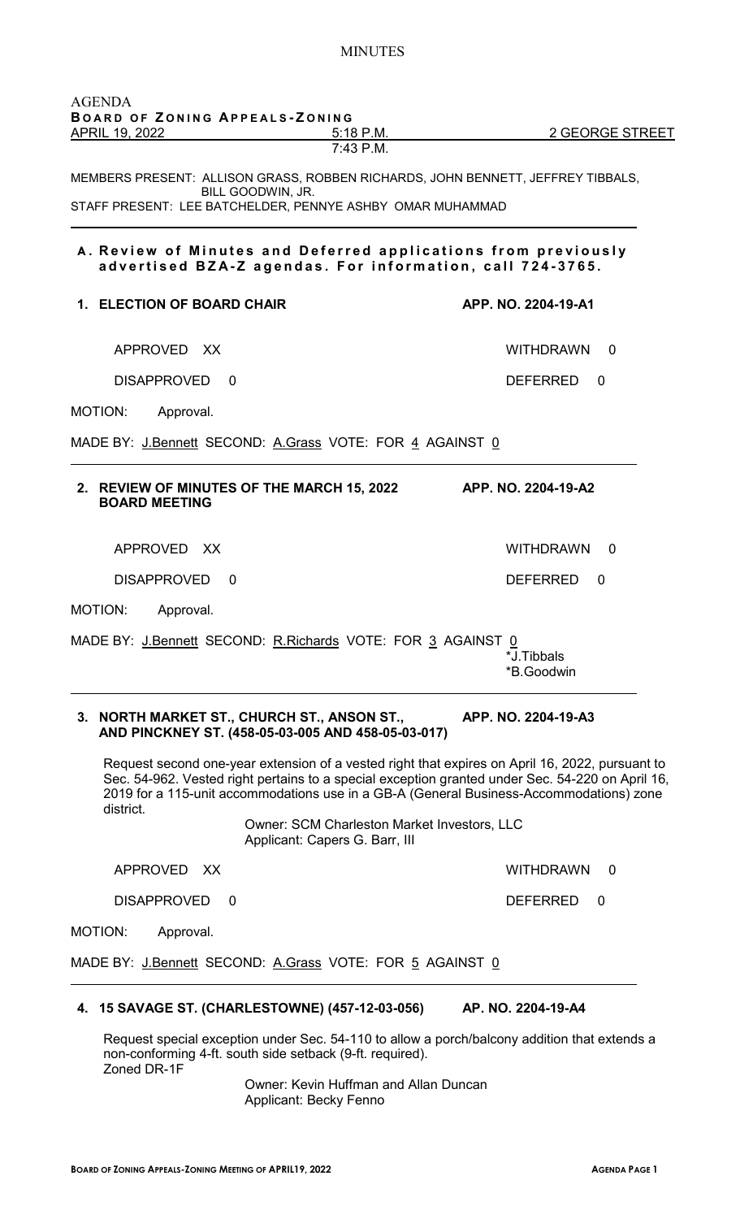MINUTES

AGENDA
**BOARD OF ZONING APPEALS-ZONING**

APRIL 19, 2022 5:18 P.M. 2 GEORGE STREET
7:43 P.M.

MEMBERS PRESENT: ALLISON GRASS, ROBBEN RICHARDS, JOHN BENNETT, JEFFREY TIBBALS, BILL GOODWIN, JR.
STAFF PRESENT: LEE BATCHELDER, PENNYE ASHBY OMAR MUHAMMAD

---

## A. Review of Minutes and Deferred applications from previously advertised BZA-Z agendas. For information, call 724-3765.

### 1. ELECTION OF BOARD CHAIR — APP. NO. 2204-19-A1

APPROVED XX — WITHDRAWN 0

DISAPPROVED 0 — DEFERRED 0

MOTION: Approval.

MADE BY: J.Bennett SECOND: A.Grass VOTE: FOR 4 AGAINST 0

---

### 2. REVIEW OF MINUTES OF THE MARCH 15, 2022 BOARD MEETING — APP. NO. 2204-19-A2

APPROVED XX — WITHDRAWN 0

DISAPPROVED 0 — DEFERRED 0

MOTION: Approval.

MADE BY: J.Bennett SECOND: R.Richards VOTE: FOR 3 AGAINST 0
*J.Tibbals
*B.Goodwin

---

### 3. NORTH MARKET ST., CHURCH ST., ANSON ST., AND PINCKNEY ST. (458-05-03-005 AND 458-05-03-017) — APP. NO. 2204-19-A3

Request second one-year extension of a vested right that expires on April 16, 2022, pursuant to Sec. 54-962. Vested right pertains to a special exception granted under Sec. 54-220 on April 16, 2019 for a 115-unit accommodations use in a GB-A (General Business-Accommodations) zone district.

Owner: SCM Charleston Market Investors, LLC
Applicant: Capers G. Barr, III

APPROVED XX — WITHDRAWN 0

DISAPPROVED 0 — DEFERRED 0

MOTION: Approval.

MADE BY: J.Bennett SECOND: A.Grass VOTE: FOR 5 AGAINST 0

---

### 4. 15 SAVAGE ST. (CHARLESTOWNE) (457-12-03-056) — AP. NO. 2204-19-A4

Request special exception under Sec. 54-110 to allow a porch/balcony addition that extends a non-conforming 4-ft. south side setback (9-ft. required).
Zoned DR-1F

Owner: Kevin Huffman and Allan Duncan
Applicant: Becky Fenno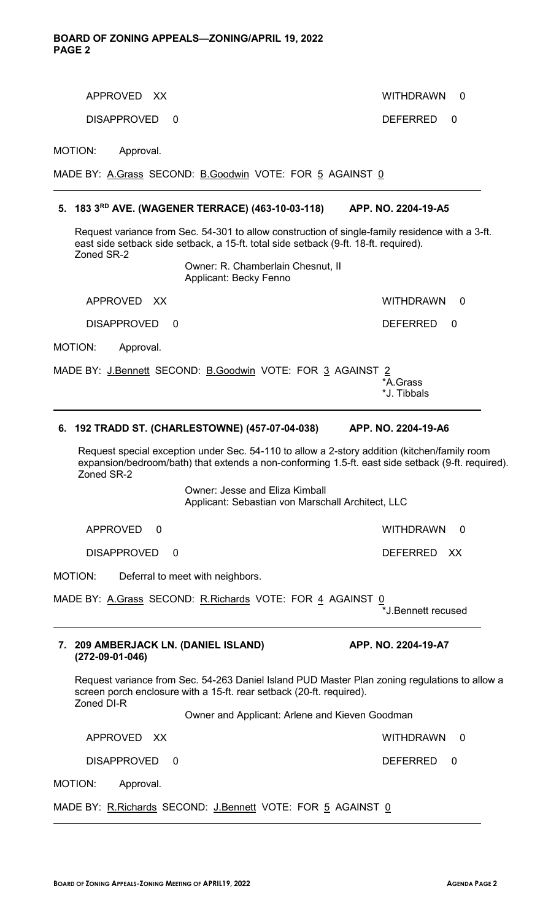APPROVED XX WITHDRAWN 0

DISAPPROVED 0 DEFERRED 0

MOTION: Approval.

MADE BY: A.Grass SECOND: B.Goodwin VOTE: FOR 5 AGAINST 0

---

**5. 183 3RD AVE. (WAGENER TERRACE) (463-10-03-118) APP. NO. 2204-19-A5**

Request variance from Sec. 54-301 to allow construction of single-family residence with a 3-ft. east side setback side setback, a 15-ft. total side setback (9-ft. 18-ft. required). Zoned SR-2

Owner: R. Chamberlain Chesnut, II
Applicant: Becky Fenno

APPROVED XX WITHDRAWN 0

DISAPPROVED 0 DEFERRED 0

MOTION: Approval.

MADE BY: J.Bennett SECOND: B.Goodwin VOTE: FOR 3 AGAINST 2
*A.Grass
*J. Tibbals

---

**6. 192 TRADD ST. (CHARLESTOWNE) (457-07-04-038) APP. NO. 2204-19-A6**

Request special exception under Sec. 54-110 to allow a 2-story addition (kitchen/family room expansion/bedroom/bath) that extends a non-conforming 1.5-ft. east side setback (9-ft. required). Zoned SR-2

Owner: Jesse and Eliza Kimball
Applicant: Sebastian von Marschall Architect, LLC

APPROVED 0 WITHDRAWN 0

DISAPPROVED 0 DEFERRED XX

MOTION: Deferral to meet with neighbors.

MADE BY: A.Grass SECOND: R.Richards VOTE: FOR 4 AGAINST 0
*J.Bennett recused

---

**7. 209 AMBERJACK LN. (DANIEL ISLAND) (272-09-01-046) APP. NO. 2204-19-A7**

Request variance from Sec. 54-263 Daniel Island PUD Master Plan zoning regulations to allow a screen porch enclosure with a 15-ft. rear setback (20-ft. required). Zoned DI-R

Owner and Applicant: Arlene and Kieven Goodman

APPROVED XX WITHDRAWN 0

DISAPPROVED 0 DEFERRED 0

MOTION: Approval.

MADE BY: R.Richards SECOND: J.Bennett VOTE: FOR 5 AGAINST 0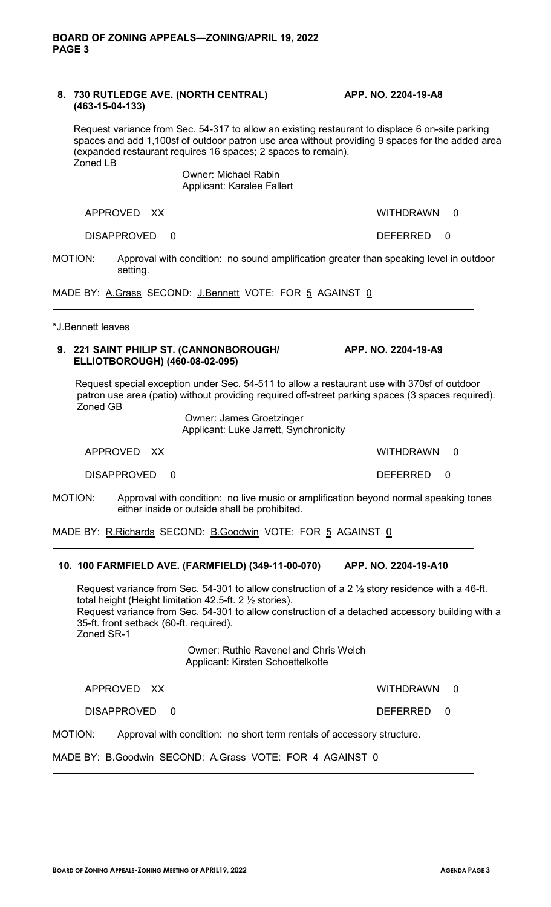**8. 730 RUTLEDGE AVE. (NORTH CENTRAL) (463-15-04-133)** **APP. NO. 2204-19-A8**

Request variance from Sec. 54-317 to allow an existing restaurant to displace 6 on-site parking spaces and add 1,100sf of outdoor patron use area without providing 9 spaces for the added area (expanded restaurant requires 16 spaces; 2 spaces to remain).
Zoned LB

Owner: Michael Rabin
Applicant: Karalee Fallert

APPROVED XX WITHDRAWN 0

DISAPPROVED 0 DEFERRED 0

MOTION: Approval with condition: no sound amplification greater than speaking level in outdoor setting.

MADE BY: A.Grass SECOND: J.Bennett VOTE: FOR 5 AGAINST 0

---

*J.Bennett leaves

**9. 221 SAINT PHILIP ST. (CANNONBOROUGH/ ELLIOTBOROUGH) (460-08-02-095)** **APP. NO. 2204-19-A9**

Request special exception under Sec. 54-511 to allow a restaurant use with 370sf of outdoor patron use area (patio) without providing required off-street parking spaces (3 spaces required).
Zoned GB

Owner: James Groetzinger
Applicant: Luke Jarrett, Synchronicity

APPROVED XX WITHDRAWN 0

DISAPPROVED 0 DEFERRED 0

MOTION: Approval with condition: no live music or amplification beyond normal speaking tones either inside or outside shall be prohibited.

MADE BY: R.Richards SECOND: B.Goodwin VOTE: FOR 5 AGAINST 0

---

**10. 100 FARMFIELD AVE. (FARMFIELD) (349-11-00-070)** **APP. NO. 2204-19-A10**

Request variance from Sec. 54-301 to allow construction of a 2 ½ story residence with a 46-ft. total height (Height limitation 42.5-ft. 2 ½ stories).
Request variance from Sec. 54-301 to allow construction of a detached accessory building with a 35-ft. front setback (60-ft. required).
Zoned SR-1

Owner: Ruthie Ravenel and Chris Welch
Applicant: Kirsten Schoettelkotte

APPROVED XX WITHDRAWN 0

DISAPPROVED 0 DEFERRED 0

MOTION: Approval with condition: no short term rentals of accessory structure.

MADE BY: B.Goodwin SECOND: A.Grass VOTE: FOR 4 AGAINST 0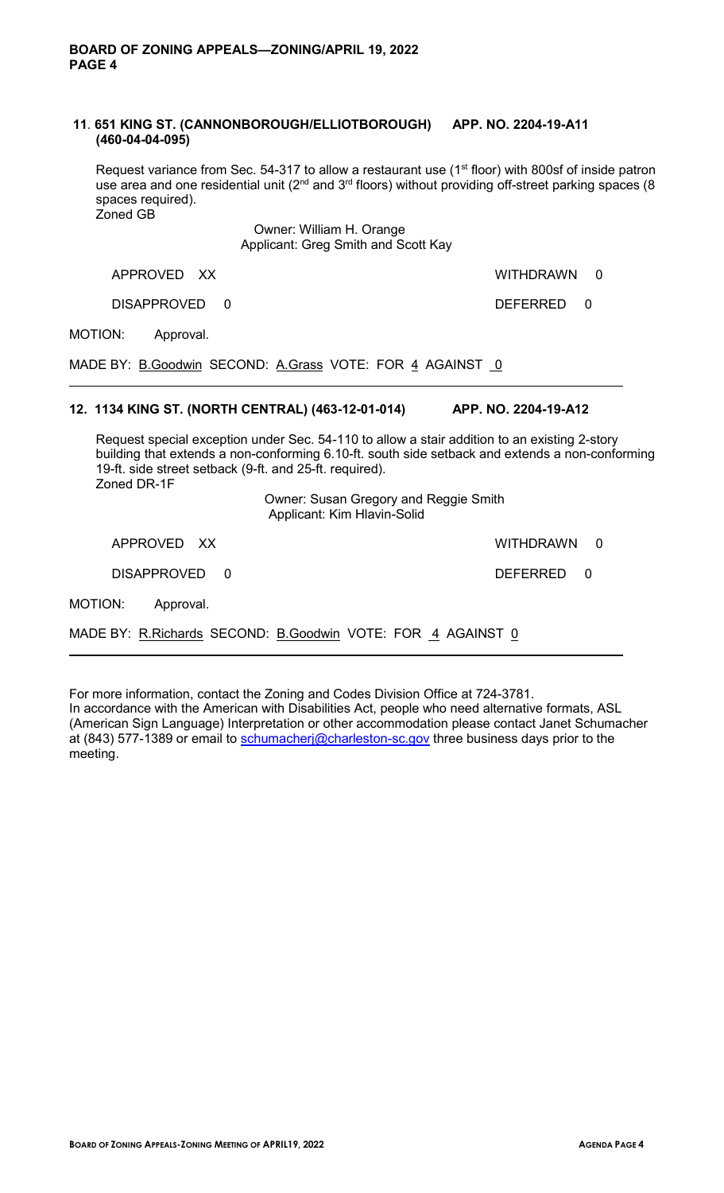**11. 651 KING ST. (CANNONBOROUGH/ELLIOTBOROUGH) APP. NO. 2204-19-A11 (460-04-04-095)**

Request variance from Sec. 54-317 to allow a restaurant use (1st floor) with 800sf of inside patron use area and one residential unit (2nd and 3rd floors) without providing off-street parking spaces (8 spaces required).
Zoned GB

Owner: William H. Orange
Applicant: Greg Smith and Scott Kay

APPROVED XX WITHDRAWN 0

DISAPPROVED 0 DEFERRED 0

MOTION: Approval.

MADE BY: B.Goodwin SECOND: A.Grass VOTE: FOR 4 AGAINST 0

---

**12. 1134 KING ST. (NORTH CENTRAL) (463-12-01-014) APP. NO. 2204-19-A12**

Request special exception under Sec. 54-110 to allow a stair addition to an existing 2-story building that extends a non-conforming 6.10-ft. south side setback and extends a non-conforming 19-ft. side street setback (9-ft. and 25-ft. required).
Zoned DR-1F

Owner: Susan Gregory and Reggie Smith
Applicant: Kim Hlavin-Solid

APPROVED XX WITHDRAWN 0

DISAPPROVED 0 DEFERRED 0

MOTION: Approval.

MADE BY: R.Richards SECOND: B.Goodwin VOTE: FOR 4 AGAINST 0

---

For more information, contact the Zoning and Codes Division Office at 724-3781.
In accordance with the American with Disabilities Act, people who need alternative formats, ASL (American Sign Language) Interpretation or other accommodation please contact Janet Schumacher at (843) 577-1389 or email to schumacherj@charleston-sc.gov three business days prior to the meeting.